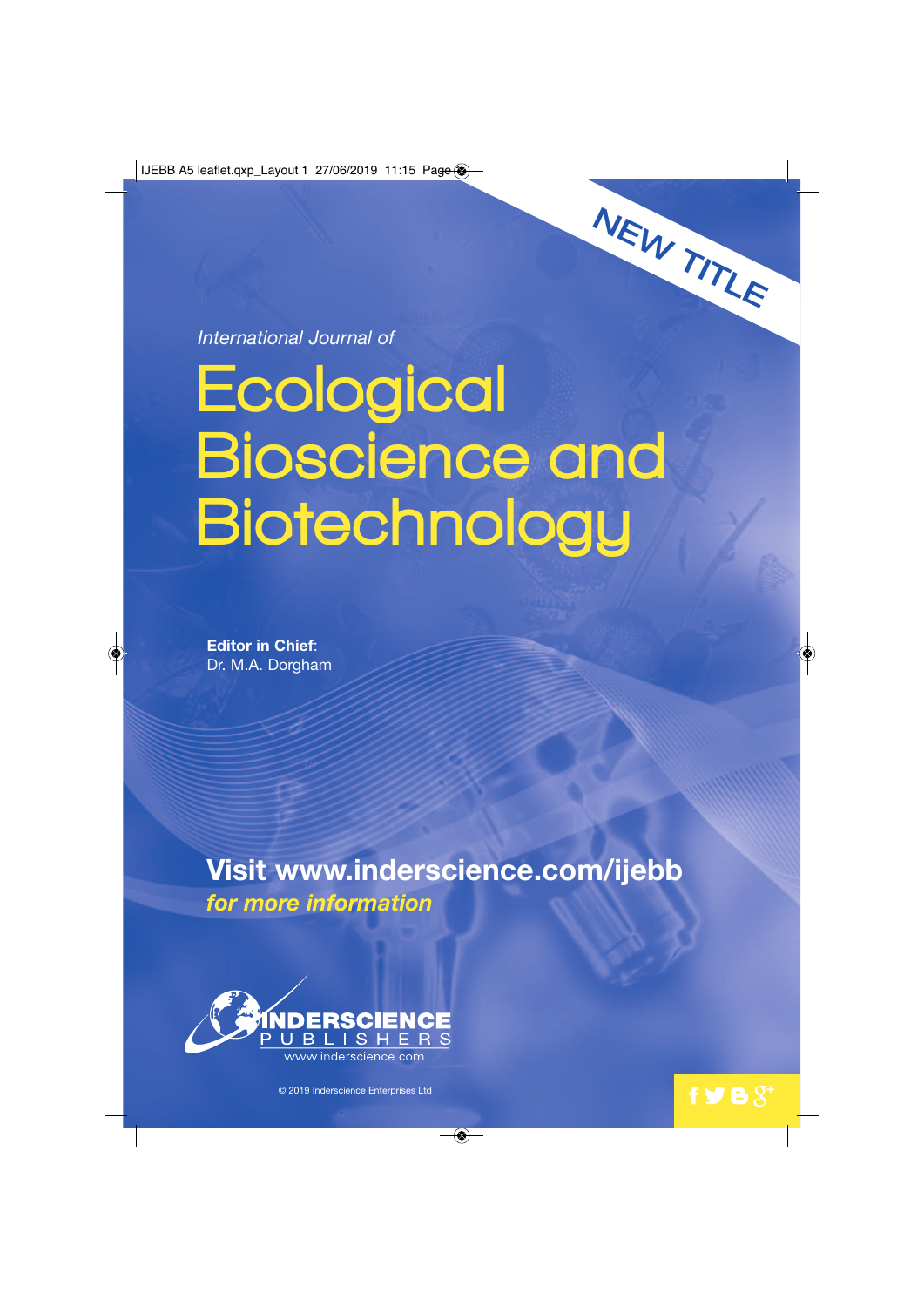NEW TITLE

*International Journal of*

# Ecological Bioscience and Biotechnology

**Editor in Chief**:
Dr. M.A. Dorgham

**Visit www.inderscience.com/ijebb**
***for more information***

INDERSCIENCE PUBLISHERS
www.inderscience.com

© 2019 Inderscience Enterprises Ltd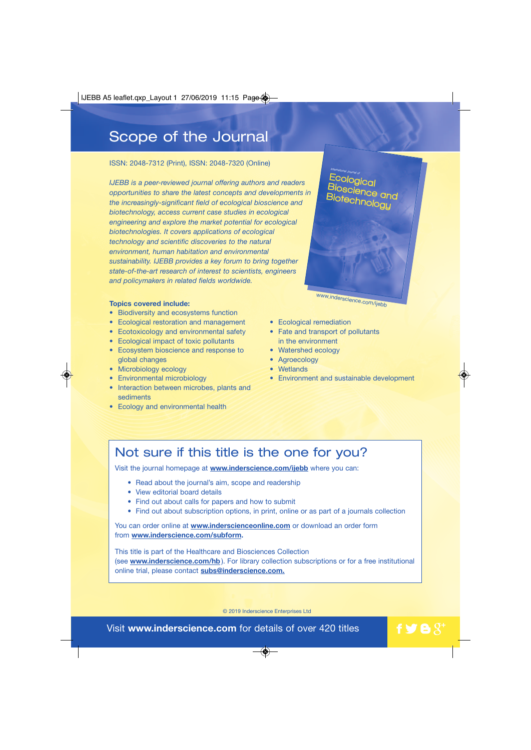# Scope of the Journal

ISSN: 2048-7312 (Print), ISSN: 2048-7320 (Online)

*IJEBB is a peer-reviewed journal offering authors and readers opportunities to share the latest concepts and developments in the increasingly-significant field of ecological bioscience and biotechnology, access current case studies in ecological engineering and explore the market potential for ecological biotechnologies. It covers applications of ecological technology and scientific discoveries to the natural environment, human habitation and environmental sustainability. IJEBB provides a key forum to bring together state-of-the-art research of interest to scientists, engineers and policymakers in related fields worldwide.*

International Journal of Ecological Bioscience and Biotechnology

www.inderscience.com/ijebb

**Topics covered include:**

- Biodiversity and ecosystems function
- Ecological restoration and management
- Ecotoxicology and environmental safety
- Ecological impact of toxic pollutants
- Ecosystem bioscience and response to global changes
- Microbiology ecology
- Environmental microbiology
- Interaction between microbes, plants and sediments
- Ecology and environmental health
- Ecological remediation
- Fate and transport of pollutants in the environment
- Watershed ecology
- Agroecology
- Wetlands
- Environment and sustainable development

## Not sure if this title is the one for you?

Visit the journal homepage at **www.inderscience.com/ijebb** where you can:

- Read about the journal's aim, scope and readership
- View editorial board details
- Find out about calls for papers and how to submit
- Find out about subscription options, in print, online or as part of a journals collection

You can order online at **www.inderscienceonline.com** or download an order form from **www.inderscience.com/subform.**

This title is part of the Healthcare and Biosciences Collection (see **www.inderscience.com/hb**). For library collection subscriptions or for a free institutional online trial, please contact **subs@inderscience.com.**

© 2019 Inderscience Enterprises Ltd

Visit **www.inderscience.com** for details of over 420 titles